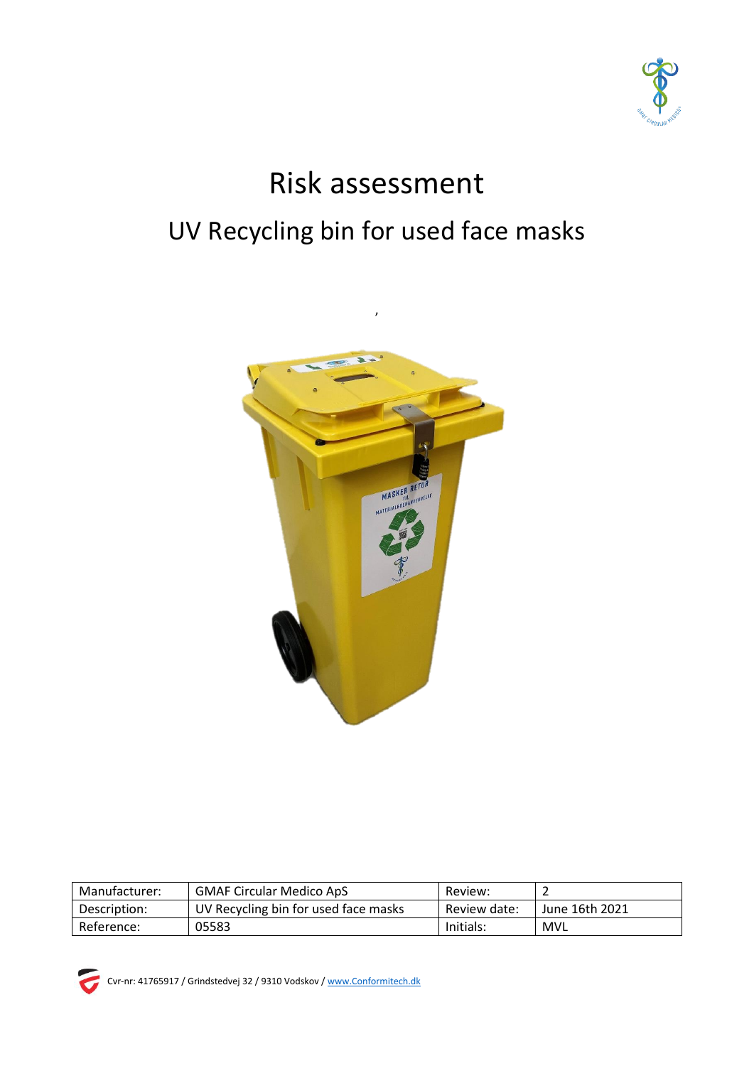# Risk assessment

## UV Recycling bin for used face masks

| Manufacturer: | GMAF Circular Medico ApS | Review: | 2 |
|---|---|---|---|
| Description: | UV Recycling bin for used face masks | Review date: | June 16th 2021 |
| Reference: | 05583 | Initials: | MVL |

Cvr-nr: 41765917 / Grindstedvej 32 / 9310 Vodskov / www.Conformitech.dk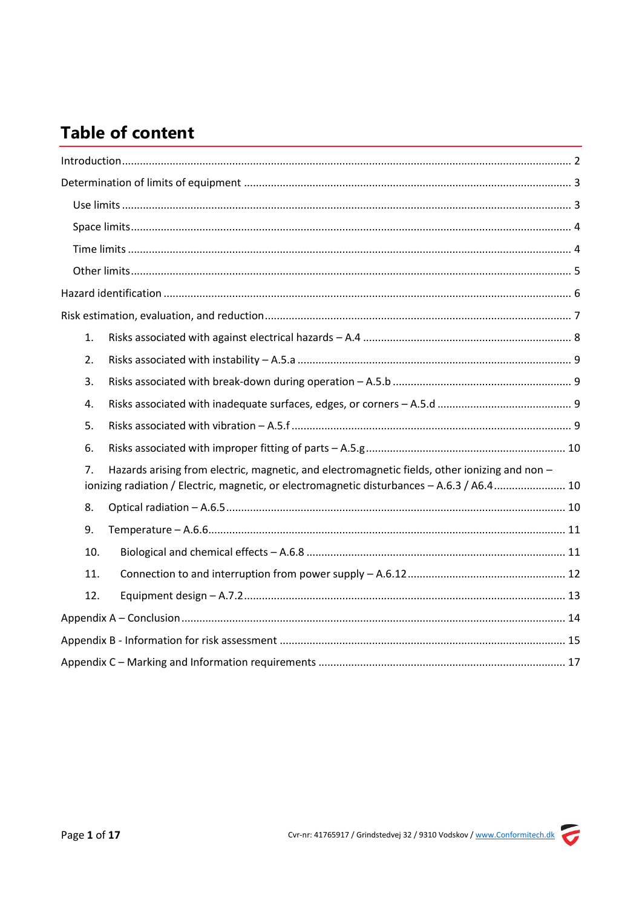# Table of content

Introduction ........................................................................................................................ 2

Determination of limits of equipment ................................................................................. 3

- Use limits ........................................................................................................................ 3
- Space limits ..................................................................................................................... 4
- Time limits ...................................................................................................................... 4
- Other limits ..................................................................................................................... 5

Hazard identification ........................................................................................................... 6

Risk estimation, evaluation, and reduction .......................................................................... 7

1. Risks associated with against electrical hazards – A.4 .................................................... 8
2. Risks associated with instability – A.5.a ........................................................................ 9
3. Risks associated with break-down during operation – A.5.b ........................................... 9
4. Risks associated with inadequate surfaces, edges, or corners – A.5.d ............................ 9
5. Risks associated with vibration – A.5.f ........................................................................... 9
6. Risks associated with improper fitting of parts – A.5.g .................................................. 10
7. Hazards arising from electric, magnetic, and electromagnetic fields, other ionizing and non – ionizing radiation / Electric, magnetic, or electromagnetic disturbances – A.6.3 / A6.4 ........................ 10
8. Optical radiation – A.6.5 ................................................................................................ 10
9. Temperature – A.6.6 ...................................................................................................... 11
10. Biological and chemical effects – A.6.8 ....................................................................... 11
11. Connection to and interruption from power supply – A.6.12 ........................................ 12
12. Equipment design – A.7.2 ............................................................................................ 13

Appendix A – Conclusion ................................................................................................... 14

Appendix B - Information for risk assessment .................................................................... 15

Appendix C – Marking and Information requirements ........................................................ 17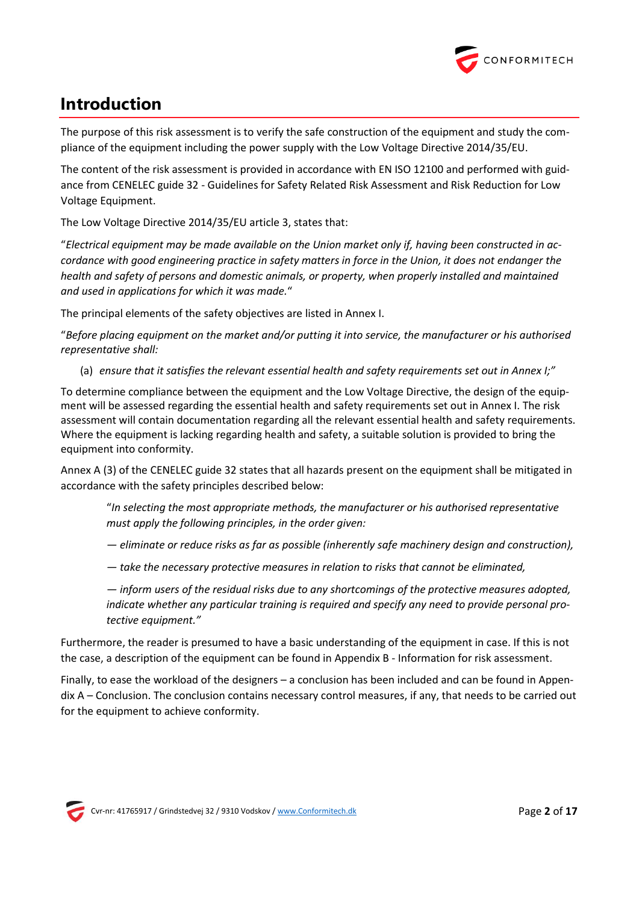# Introduction

The purpose of this risk assessment is to verify the safe construction of the equipment and study the compliance of the equipment including the power supply with the Low Voltage Directive 2014/35/EU.

The content of the risk assessment is provided in accordance with EN ISO 12100 and performed with guidance from CENELEC guide 32 - Guidelines for Safety Related Risk Assessment and Risk Reduction for Low Voltage Equipment.

The Low Voltage Directive 2014/35/EU article 3, states that:

"*Electrical equipment may be made available on the Union market only if, having been constructed in accordance with good engineering practice in safety matters in force in the Union, it does not endanger the health and safety of persons and domestic animals, or property, when properly installed and maintained and used in applications for which it was made.*"

The principal elements of the safety objectives are listed in Annex I.

"*Before placing equipment on the market and/or putting it into service, the manufacturer or his authorised representative shall:*

(a) *ensure that it satisfies the relevant essential health and safety requirements set out in Annex I;"*

To determine compliance between the equipment and the Low Voltage Directive, the design of the equipment will be assessed regarding the essential health and safety requirements set out in Annex I. The risk assessment will contain documentation regarding all the relevant essential health and safety requirements. Where the equipment is lacking regarding health and safety, a suitable solution is provided to bring the equipment into conformity.

Annex A (3) of the CENELEC guide 32 states that all hazards present on the equipment shall be mitigated in accordance with the safety principles described below:

> "*In selecting the most appropriate methods, the manufacturer or his authorised representative must apply the following principles, in the order given:*
>
> *— eliminate or reduce risks as far as possible (inherently safe machinery design and construction),*
>
> *— take the necessary protective measures in relation to risks that cannot be eliminated,*
>
> *— inform users of the residual risks due to any shortcomings of the protective measures adopted, indicate whether any particular training is required and specify any need to provide personal protective equipment."*

Furthermore, the reader is presumed to have a basic understanding of the equipment in case. If this is not the case, a description of the equipment can be found in Appendix B - Information for risk assessment.

Finally, to ease the workload of the designers – a conclusion has been included and can be found in Appendix A – Conclusion. The conclusion contains necessary control measures, if any, that needs to be carried out for the equipment to achieve conformity.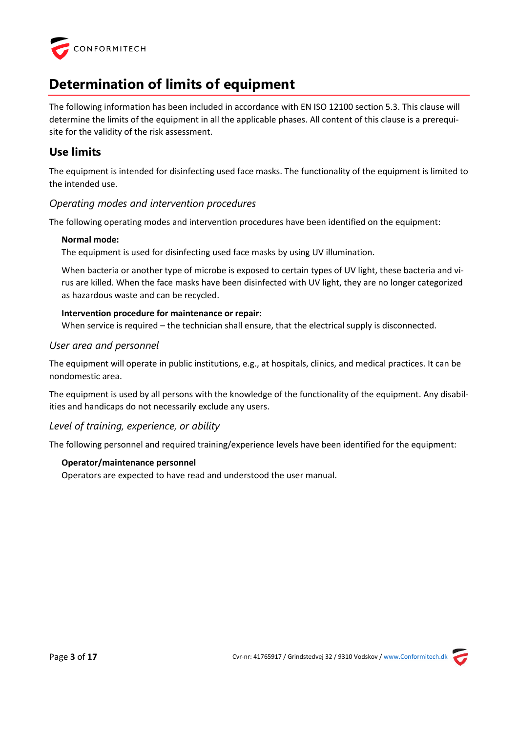# Determination of limits of equipment

The following information has been included in accordance with EN ISO 12100 section 5.3. This clause will determine the limits of the equipment in all the applicable phases. All content of this clause is a prerequisite for the validity of the risk assessment.

## Use limits

The equipment is intended for disinfecting used face masks. The functionality of the equipment is limited to the intended use.

### *Operating modes and intervention procedures*

The following operating modes and intervention procedures have been identified on the equipment:

**Normal mode:**
The equipment is used for disinfecting used face masks by using UV illumination.

When bacteria or another type of microbe is exposed to certain types of UV light, these bacteria and virus are killed. When the face masks have been disinfected with UV light, they are no longer categorized as hazardous waste and can be recycled.

**Intervention procedure for maintenance or repair:**
When service is required – the technician shall ensure, that the electrical supply is disconnected.

### *User area and personnel*

The equipment will operate in public institutions, e.g., at hospitals, clinics, and medical practices. It can be nondomestic area.

The equipment is used by all persons with the knowledge of the functionality of the equipment. Any disabilities and handicaps do not necessarily exclude any users.

### *Level of training, experience, or ability*

The following personnel and required training/experience levels have been identified for the equipment:

**Operator/maintenance personnel**
Operators are expected to have read and understood the user manual.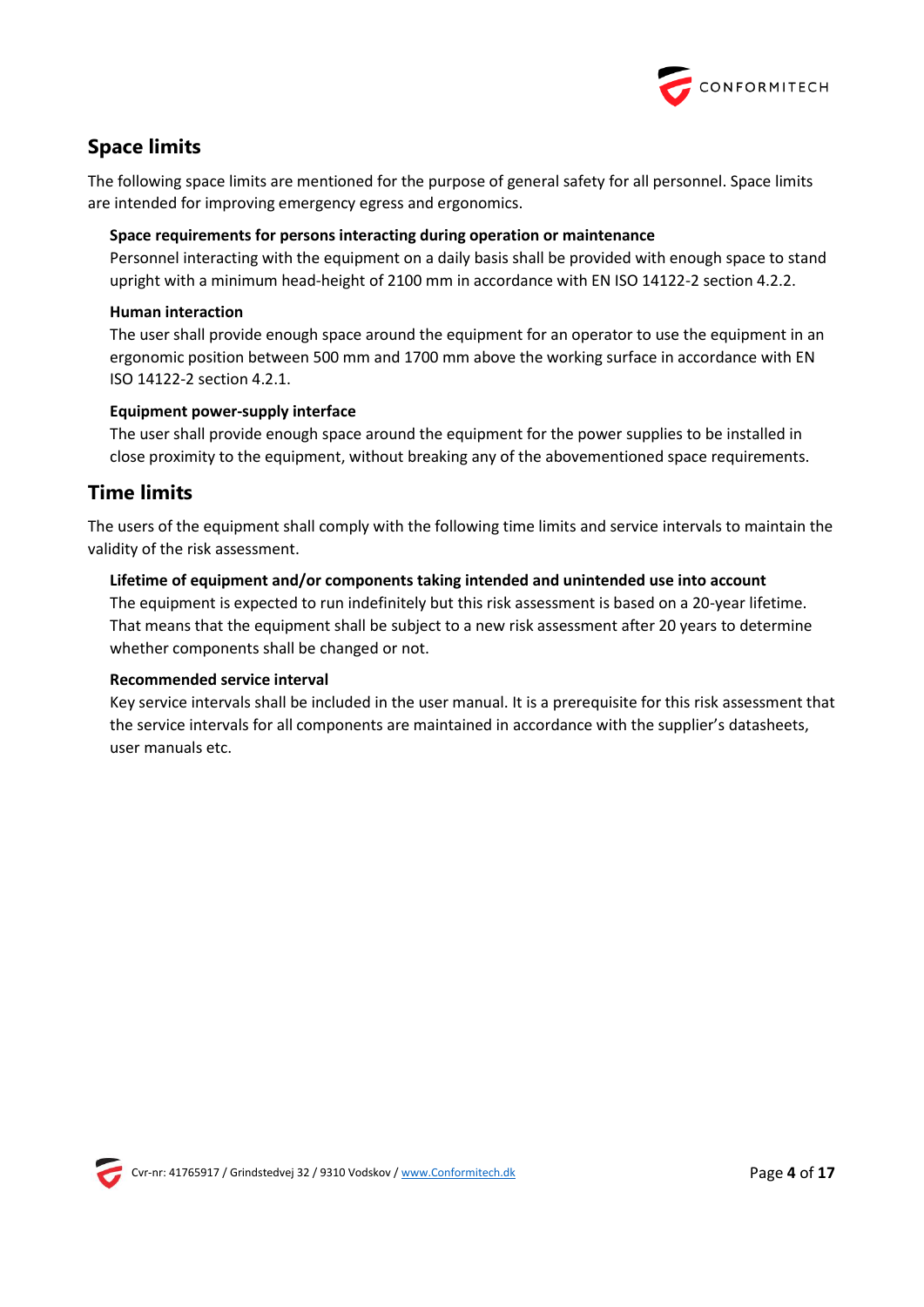## Space limits

The following space limits are mentioned for the purpose of general safety for all personnel. Space limits are intended for improving emergency egress and ergonomics.

### Space requirements for persons interacting during operation or maintenance

Personnel interacting with the equipment on a daily basis shall be provided with enough space to stand upright with a minimum head-height of 2100 mm in accordance with EN ISO 14122-2 section 4.2.2.

### Human interaction

The user shall provide enough space around the equipment for an operator to use the equipment in an ergonomic position between 500 mm and 1700 mm above the working surface in accordance with EN ISO 14122-2 section 4.2.1.

### Equipment power-supply interface

The user shall provide enough space around the equipment for the power supplies to be installed in close proximity to the equipment, without breaking any of the abovementioned space requirements.

## Time limits

The users of the equipment shall comply with the following time limits and service intervals to maintain the validity of the risk assessment.

### Lifetime of equipment and/or components taking intended and unintended use into account

The equipment is expected to run indefinitely but this risk assessment is based on a 20-year lifetime. That means that the equipment shall be subject to a new risk assessment after 20 years to determine whether components shall be changed or not.

### Recommended service interval

Key service intervals shall be included in the user manual. It is a prerequisite for this risk assessment that the service intervals for all components are maintained in accordance with the supplier's datasheets, user manuals etc.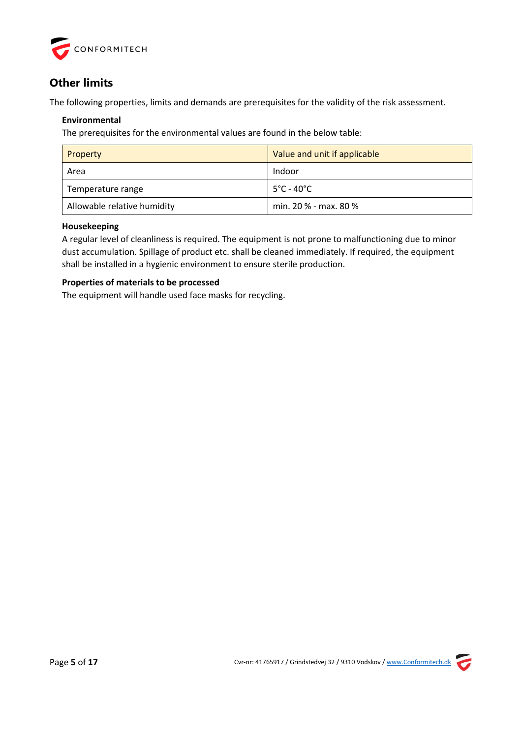## Other limits

The following properties, limits and demands are prerequisites for the validity of the risk assessment.

### Environmental

The prerequisites for the environmental values are found in the below table:

| Property | Value and unit if applicable |
|---|---|
| Area | Indoor |
| Temperature range | 5°C - 40°C |
| Allowable relative humidity | min. 20 % - max. 80 % |

### Housekeeping

A regular level of cleanliness is required. The equipment is not prone to malfunctioning due to minor dust accumulation. Spillage of product etc. shall be cleaned immediately. If required, the equipment shall be installed in a hygienic environment to ensure sterile production.

### Properties of materials to be processed

The equipment will handle used face masks for recycling.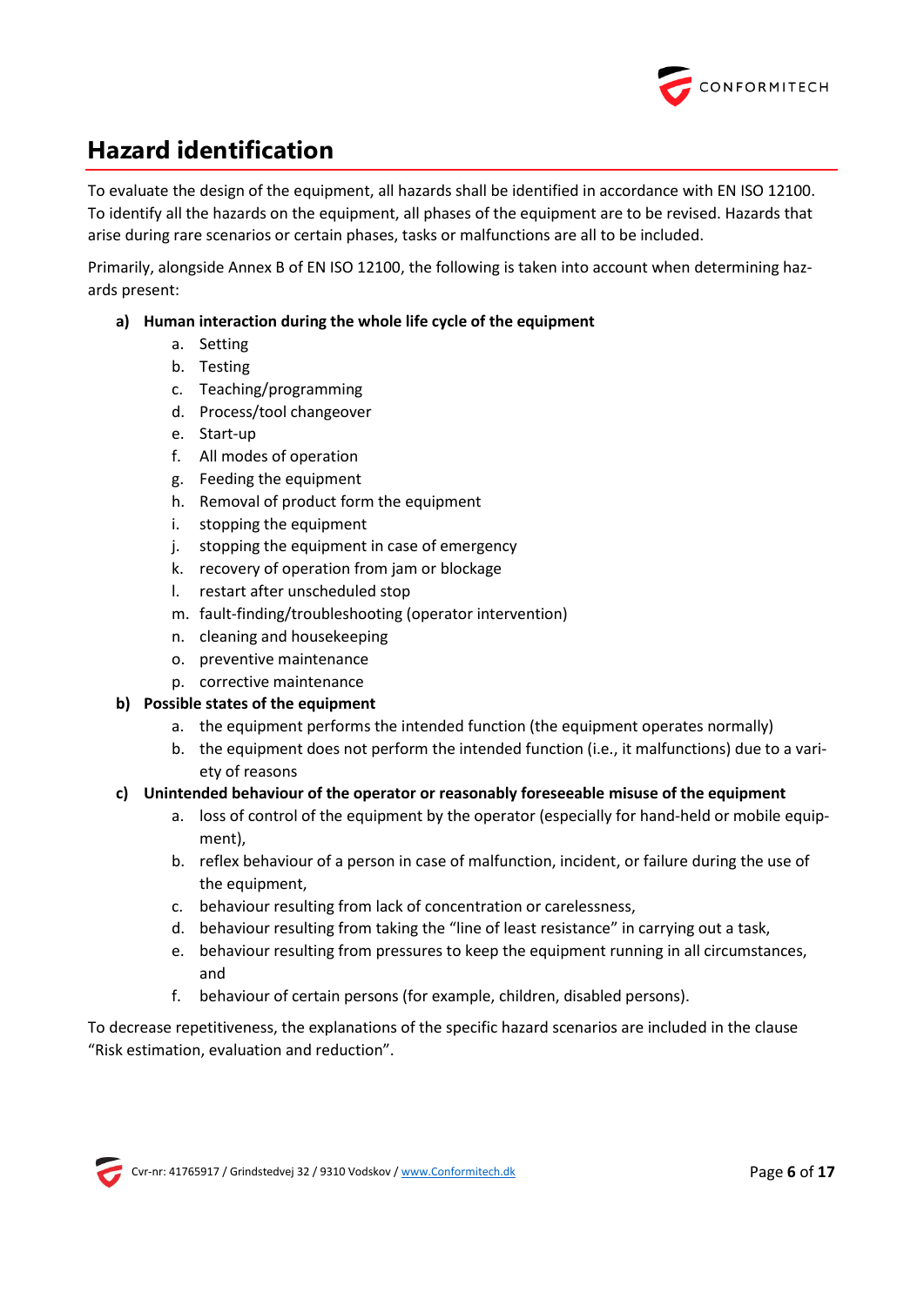# Hazard identification

To evaluate the design of the equipment, all hazards shall be identified in accordance with EN ISO 12100. To identify all the hazards on the equipment, all phases of the equipment are to be revised. Hazards that arise during rare scenarios or certain phases, tasks or malfunctions are all to be included.

Primarily, alongside Annex B of EN ISO 12100, the following is taken into account when determining hazards present:

**a) Human interaction during the whole life cycle of the equipment**

   a. Setting
   b. Testing
   c. Teaching/programming
   d. Process/tool changeover
   e. Start-up
   f. All modes of operation
   g. Feeding the equipment
   h. Removal of product form the equipment
   i. stopping the equipment
   j. stopping the equipment in case of emergency
   k. recovery of operation from jam or blockage
   l. restart after unscheduled stop
   m. fault-finding/troubleshooting (operator intervention)
   n. cleaning and housekeeping
   o. preventive maintenance
   p. corrective maintenance

**b) Possible states of the equipment**

   a. the equipment performs the intended function (the equipment operates normally)
   b. the equipment does not perform the intended function (i.e., it malfunctions) due to a variety of reasons

**c) Unintended behaviour of the operator or reasonably foreseeable misuse of the equipment**

   a. loss of control of the equipment by the operator (especially for hand-held or mobile equipment),
   b. reflex behaviour of a person in case of malfunction, incident, or failure during the use of the equipment,
   c. behaviour resulting from lack of concentration or carelessness,
   d. behaviour resulting from taking the "line of least resistance" in carrying out a task,
   e. behaviour resulting from pressures to keep the equipment running in all circumstances, and
   f. behaviour of certain persons (for example, children, disabled persons).

To decrease repetitiveness, the explanations of the specific hazard scenarios are included in the clause "Risk estimation, evaluation and reduction".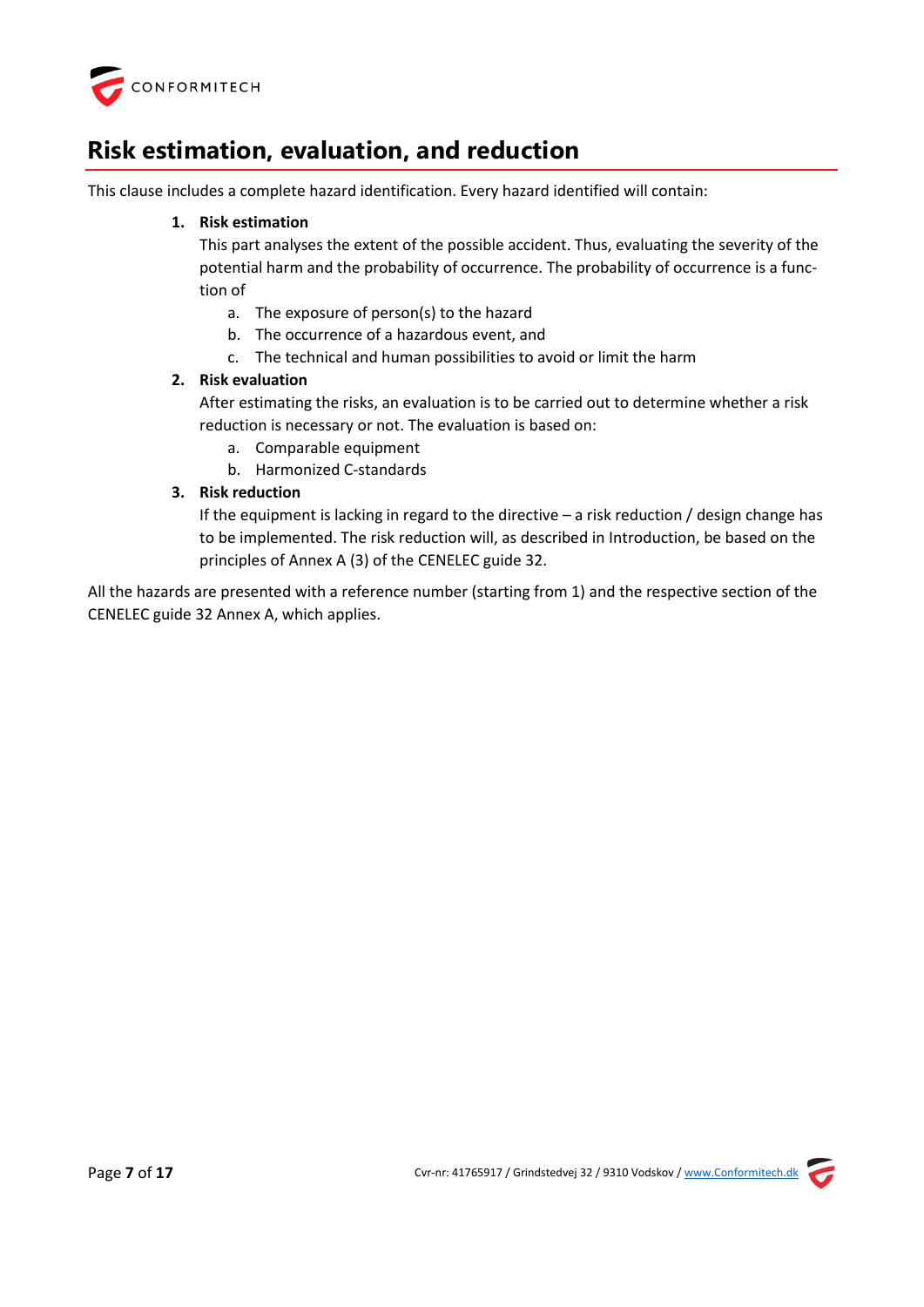# Risk estimation, evaluation, and reduction

This clause includes a complete hazard identification. Every hazard identified will contain:

1. **Risk estimation**
   This part analyses the extent of the possible accident. Thus, evaluating the severity of the potential harm and the probability of occurrence. The probability of occurrence is a function of
   a. The exposure of person(s) to the hazard
   b. The occurrence of a hazardous event, and
   c. The technical and human possibilities to avoid or limit the harm
2. **Risk evaluation**
   After estimating the risks, an evaluation is to be carried out to determine whether a risk reduction is necessary or not. The evaluation is based on:
   a. Comparable equipment
   b. Harmonized C-standards
3. **Risk reduction**
   If the equipment is lacking in regard to the directive – a risk reduction / design change has to be implemented. The risk reduction will, as described in Introduction, be based on the principles of Annex A (3) of the CENELEC guide 32.

All the hazards are presented with a reference number (starting from 1) and the respective section of the CENELEC guide 32 Annex A, which applies.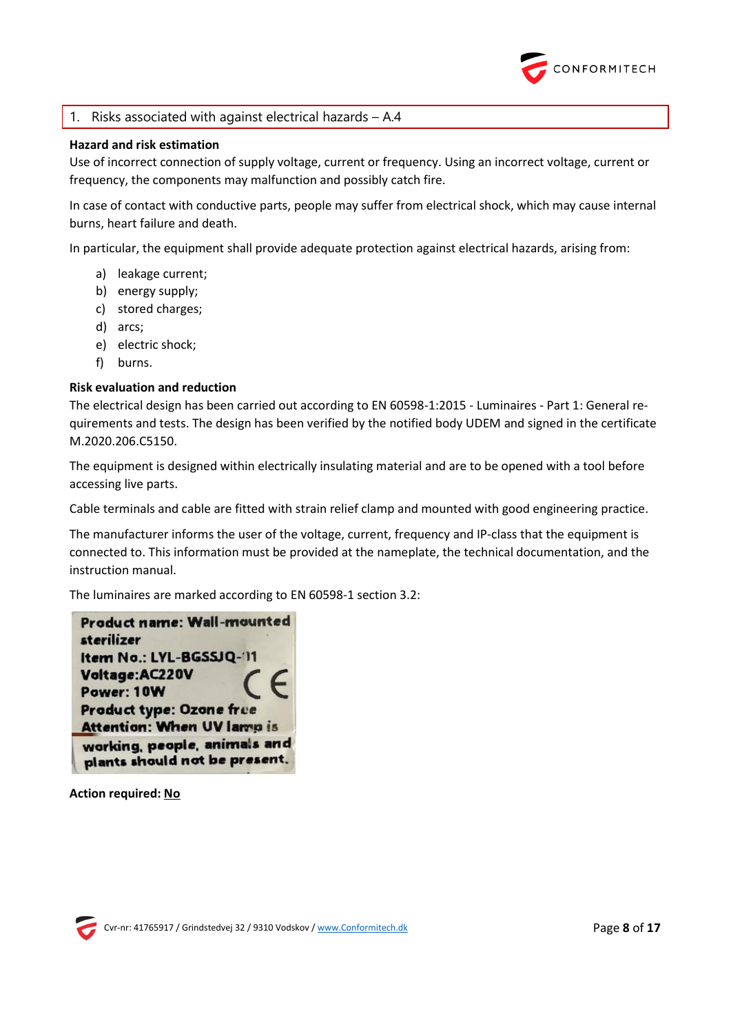## 1. Risks associated with against electrical hazards – A.4

**Hazard and risk estimation**

Use of incorrect connection of supply voltage, current or frequency. Using an incorrect voltage, current or frequency, the components may malfunction and possibly catch fire.

In case of contact with conductive parts, people may suffer from electrical shock, which may cause internal burns, heart failure and death.

In particular, the equipment shall provide adequate protection against electrical hazards, arising from:

a) leakage current;
b) energy supply;
c) stored charges;
d) arcs;
e) electric shock;
f) burns.

**Risk evaluation and reduction**

The electrical design has been carried out according to EN 60598-1:2015 - Luminaires - Part 1: General requirements and tests. The design has been verified by the notified body UDEM and signed in the certificate M.2020.206.C5150.

The equipment is designed within electrically insulating material and are to be opened with a tool before accessing live parts.

Cable terminals and cable are fitted with strain relief clamp and mounted with good engineering practice.

The manufacturer informs the user of the voltage, current, frequency and IP-class that the equipment is connected to. This information must be provided at the nameplate, the technical documentation, and the instruction manual.

The luminaires are marked according to EN 60598-1 section 3.2:

Product name: Wall-mounted sterilizer
Item No.: LYL-BGSSJQ-11
Voltage:AC220V
Power: 10W
Product type: Ozone free
Attention: When UV lamp is working, people, animals and plants should not be present.
CE

**Action required: No**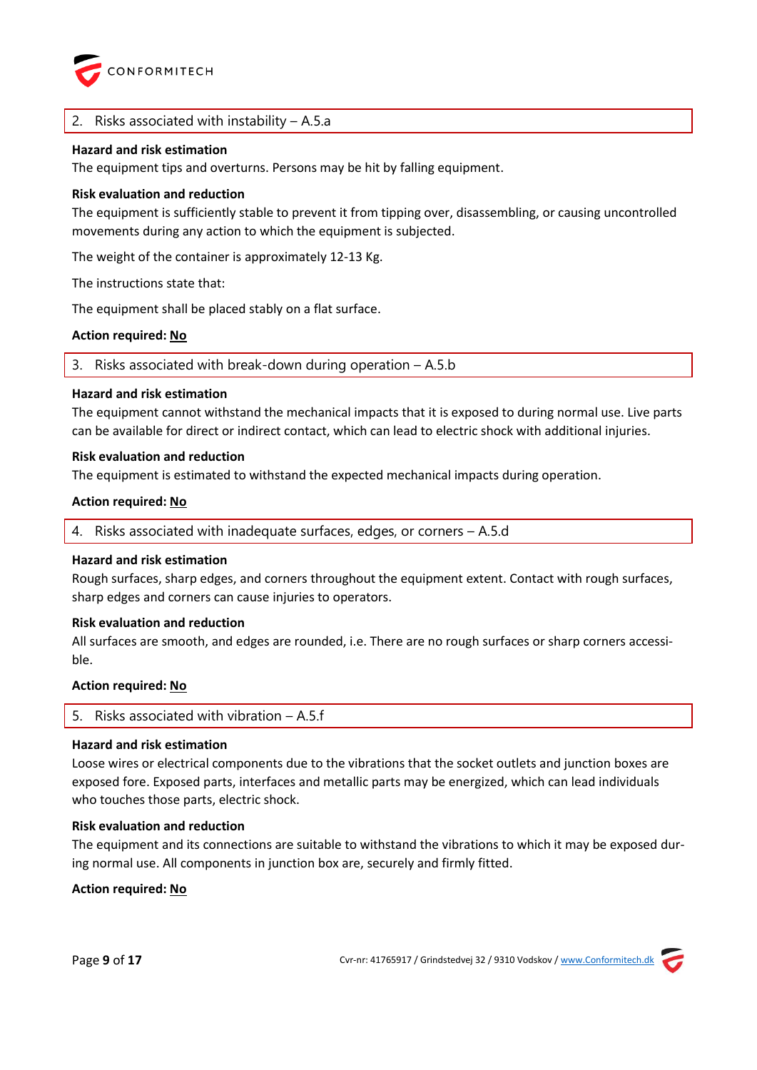## 2. Risks associated with instability – A.5.a

**Hazard and risk estimation**

The equipment tips and overturns. Persons may be hit by falling equipment.

**Risk evaluation and reduction**

The equipment is sufficiently stable to prevent it from tipping over, disassembling, or causing uncontrolled movements during any action to which the equipment is subjected.

The weight of the container is approximately 12-13 Kg.

The instructions state that:

The equipment shall be placed stably on a flat surface.

**Action required: <u>No</u>**

## 3. Risks associated with break-down during operation – A.5.b

**Hazard and risk estimation**

The equipment cannot withstand the mechanical impacts that it is exposed to during normal use. Live parts can be available for direct or indirect contact, which can lead to electric shock with additional injuries.

**Risk evaluation and reduction**

The equipment is estimated to withstand the expected mechanical impacts during operation.

**Action required: <u>No</u>**

## 4. Risks associated with inadequate surfaces, edges, or corners – A.5.d

**Hazard and risk estimation**

Rough surfaces, sharp edges, and corners throughout the equipment extent. Contact with rough surfaces, sharp edges and corners can cause injuries to operators.

**Risk evaluation and reduction**

All surfaces are smooth, and edges are rounded, i.e. There are no rough surfaces or sharp corners accessible.

**Action required: <u>No</u>**

## 5. Risks associated with vibration – A.5.f

**Hazard and risk estimation**

Loose wires or electrical components due to the vibrations that the socket outlets and junction boxes are exposed fore. Exposed parts, interfaces and metallic parts may be energized, which can lead individuals who touches those parts, electric shock.

**Risk evaluation and reduction**

The equipment and its connections are suitable to withstand the vibrations to which it may be exposed during normal use. All components in junction box are, securely and firmly fitted.

**Action required: <u>No</u>**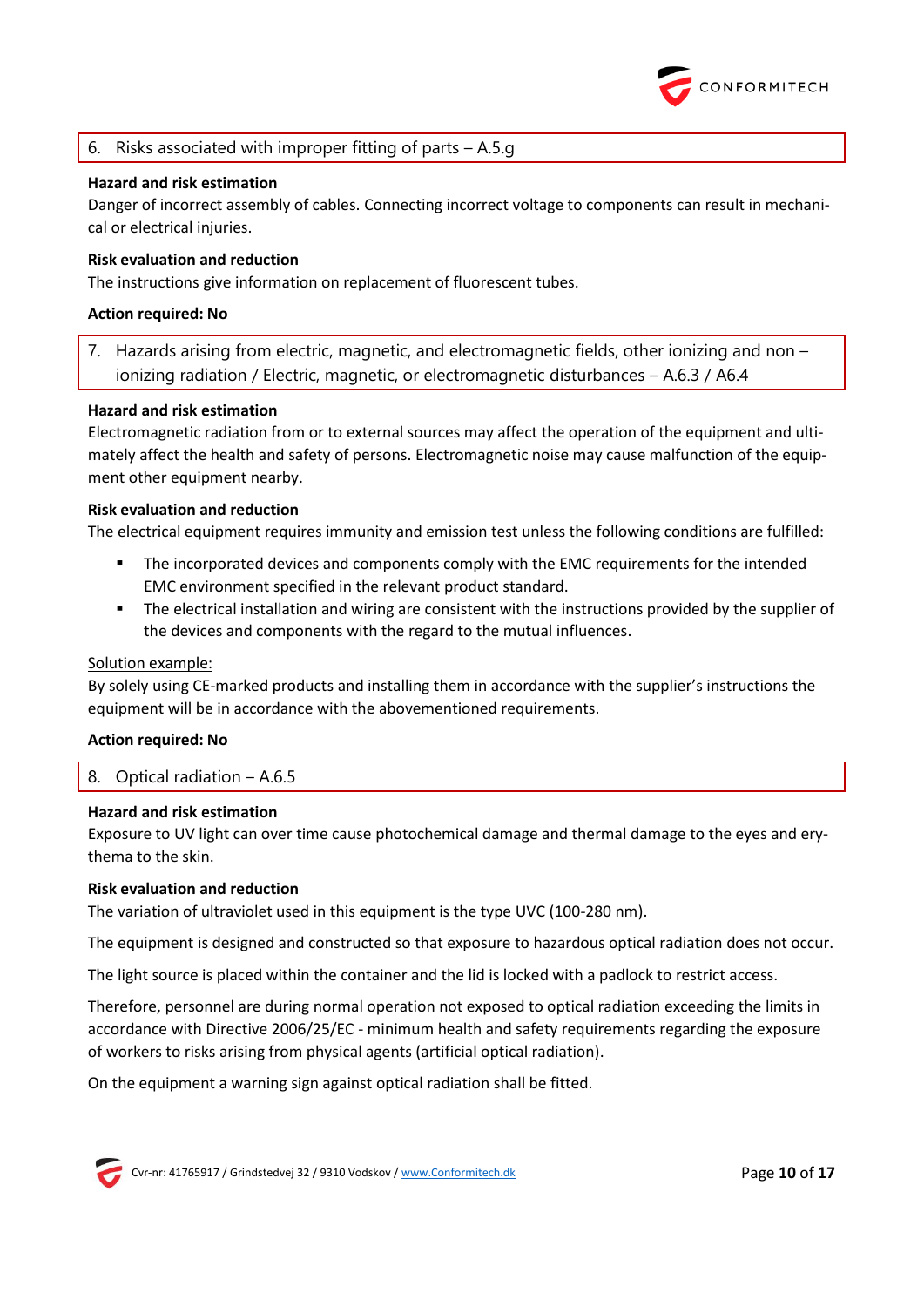## 6. Risks associated with improper fitting of parts – A.5.g

**Hazard and risk estimation**

Danger of incorrect assembly of cables. Connecting incorrect voltage to components can result in mechanical or electrical injuries.

**Risk evaluation and reduction**

The instructions give information on replacement of fluorescent tubes.

**Action required: No**

## 7. Hazards arising from electric, magnetic, and electromagnetic fields, other ionizing and non – ionizing radiation / Electric, magnetic, or electromagnetic disturbances – A.6.3 / A6.4

**Hazard and risk estimation**

Electromagnetic radiation from or to external sources may affect the operation of the equipment and ultimately affect the health and safety of persons. Electromagnetic noise may cause malfunction of the equipment other equipment nearby.

**Risk evaluation and reduction**

The electrical equipment requires immunity and emission test unless the following conditions are fulfilled:

- The incorporated devices and components comply with the EMC requirements for the intended EMC environment specified in the relevant product standard.
- The electrical installation and wiring are consistent with the instructions provided by the supplier of the devices and components with the regard to the mutual influences.

Solution example:

By solely using CE-marked products and installing them in accordance with the supplier's instructions the equipment will be in accordance with the abovementioned requirements.

**Action required: No**

## 8. Optical radiation – A.6.5

**Hazard and risk estimation**

Exposure to UV light can over time cause photochemical damage and thermal damage to the eyes and erythema to the skin.

**Risk evaluation and reduction**

The variation of ultraviolet used in this equipment is the type UVC (100-280 nm).

The equipment is designed and constructed so that exposure to hazardous optical radiation does not occur.

The light source is placed within the container and the lid is locked with a padlock to restrict access.

Therefore, personnel are during normal operation not exposed to optical radiation exceeding the limits in accordance with Directive 2006/25/EC - minimum health and safety requirements regarding the exposure of workers to risks arising from physical agents (artificial optical radiation).

On the equipment a warning sign against optical radiation shall be fitted.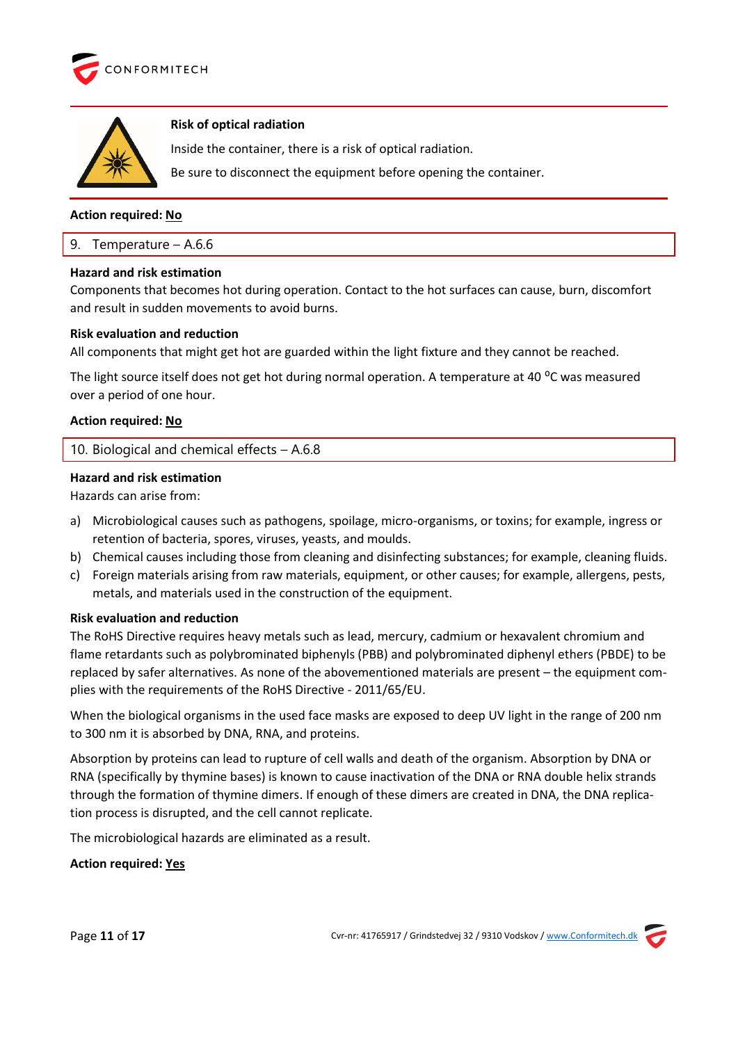**Risk of optical radiation**

Inside the container, there is a risk of optical radiation.

Be sure to disconnect the equipment before opening the container.

**Action required: No**

## 9. Temperature – A.6.6

**Hazard and risk estimation**

Components that becomes hot during operation. Contact to the hot surfaces can cause, burn, discomfort and result in sudden movements to avoid burns.

**Risk evaluation and reduction**

All components that might get hot are guarded within the light fixture and they cannot be reached.

The light source itself does not get hot during normal operation. A temperature at 40 $^{o}$C was measured over a period of one hour.

**Action required: No**

## 10. Biological and chemical effects – A.6.8

**Hazard and risk estimation**

Hazards can arise from:

a) Microbiological causes such as pathogens, spoilage, micro-organisms, or toxins; for example, ingress or retention of bacteria, spores, viruses, yeasts, and moulds.
b) Chemical causes including those from cleaning and disinfecting substances; for example, cleaning fluids.
c) Foreign materials arising from raw materials, equipment, or other causes; for example, allergens, pests, metals, and materials used in the construction of the equipment.

**Risk evaluation and reduction**

The RoHS Directive requires heavy metals such as lead, mercury, cadmium or hexavalent chromium and flame retardants such as polybrominated biphenyls (PBB) and polybrominated diphenyl ethers (PBDE) to be replaced by safer alternatives. As none of the abovementioned materials are present – the equipment complies with the requirements of the RoHS Directive - 2011/65/EU.

When the biological organisms in the used face masks are exposed to deep UV light in the range of 200 nm to 300 nm it is absorbed by DNA, RNA, and proteins.

Absorption by proteins can lead to rupture of cell walls and death of the organism. Absorption by DNA or RNA (specifically by thymine bases) is known to cause inactivation of the DNA or RNA double helix strands through the formation of thymine dimers. If enough of these dimers are created in DNA, the DNA replication process is disrupted, and the cell cannot replicate.

The microbiological hazards are eliminated as a result.

**Action required: Yes**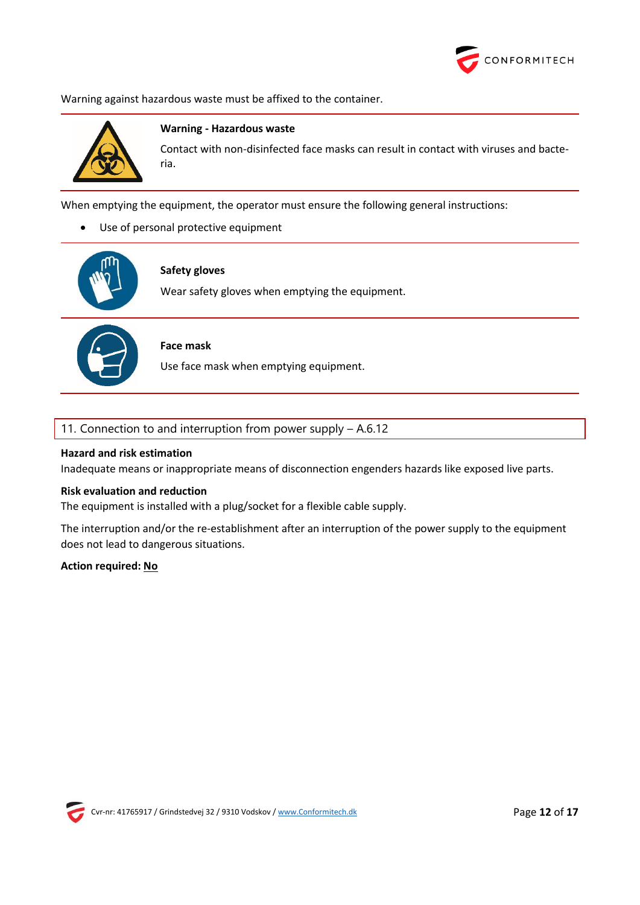Warning against hazardous waste must be affixed to the container.

**Warning - Hazardous waste**

Contact with non-disinfected face masks can result in contact with viruses and bacteria.

When emptying the equipment, the operator must ensure the following general instructions:

- Use of personal protective equipment

**Safety gloves**

Wear safety gloves when emptying the equipment.

**Face mask**

Use face mask when emptying equipment.

## 11. Connection to and interruption from power supply – A.6.12

**Hazard and risk estimation**

Inadequate means or inappropriate means of disconnection engenders hazards like exposed live parts.

**Risk evaluation and reduction**

The equipment is installed with a plug/socket for a flexible cable supply.

The interruption and/or the re-establishment after an interruption of the power supply to the equipment does not lead to dangerous situations.

**Action required: No**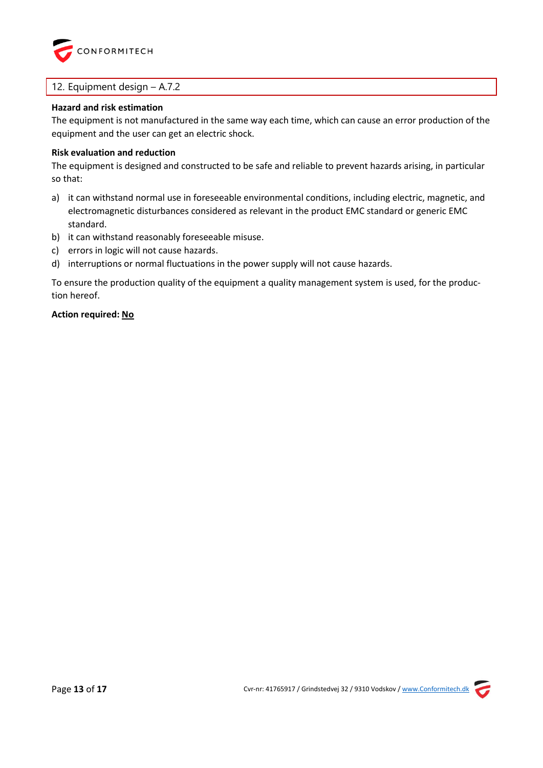## 12. Equipment design – A.7.2

**Hazard and risk estimation**

The equipment is not manufactured in the same way each time, which can cause an error production of the equipment and the user can get an electric shock.

**Risk evaluation and reduction**

The equipment is designed and constructed to be safe and reliable to prevent hazards arising, in particular so that:

a) it can withstand normal use in foreseeable environmental conditions, including electric, magnetic, and electromagnetic disturbances considered as relevant in the product EMC standard or generic EMC standard.
b) it can withstand reasonably foreseeable misuse.
c) errors in logic will not cause hazards.
d) interruptions or normal fluctuations in the power supply will not cause hazards.

To ensure the production quality of the equipment a quality management system is used, for the production hereof.

**Action required: No**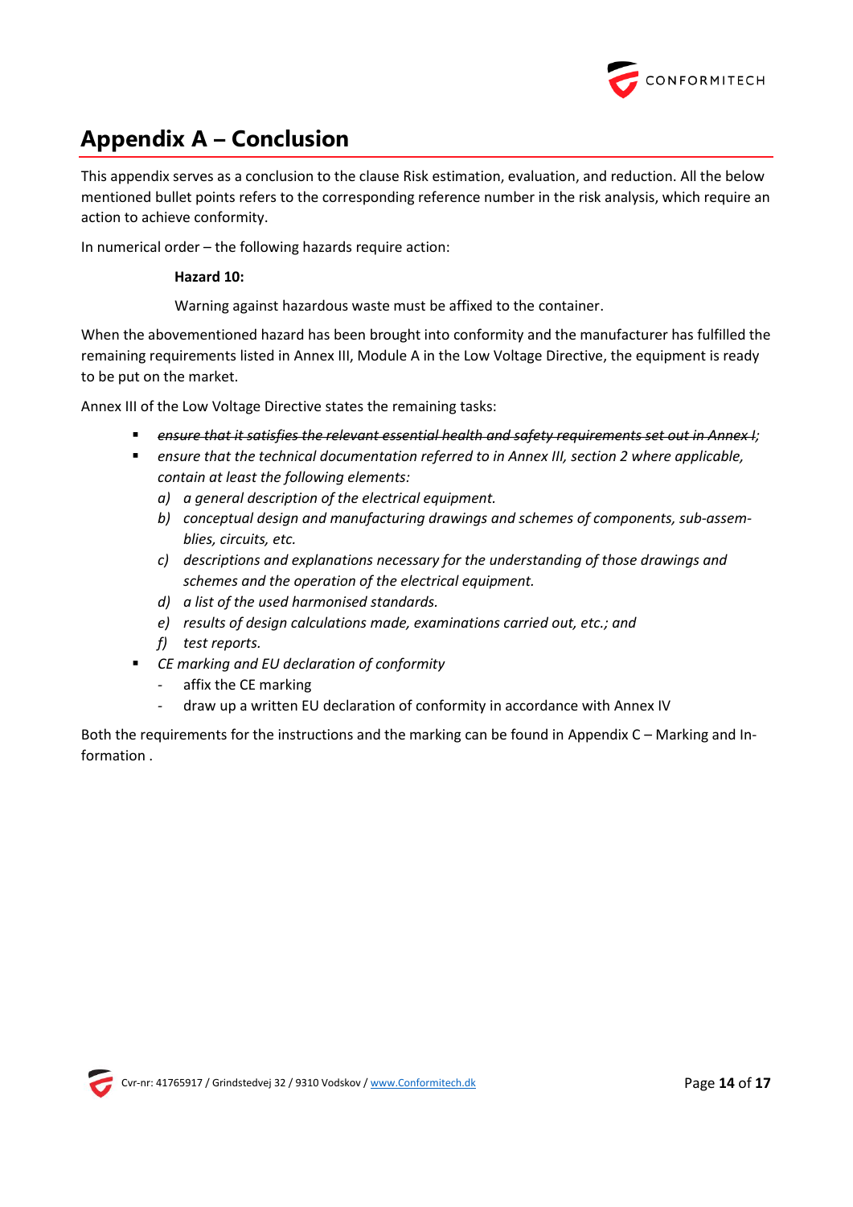# Appendix A – Conclusion

This appendix serves as a conclusion to the clause Risk estimation, evaluation, and reduction. All the below mentioned bullet points refers to the corresponding reference number in the risk analysis, which require an action to achieve conformity.

In numerical order – the following hazards require action:

**Hazard 10:**

Warning against hazardous waste must be affixed to the container.

When the abovementioned hazard has been brought into conformity and the manufacturer has fulfilled the remaining requirements listed in Annex III, Module A in the Low Voltage Directive, the equipment is ready to be put on the market.

Annex III of the Low Voltage Directive states the remaining tasks:

- ~~*ensure that it satisfies the relevant essential health and safety requirements set out in Annex I;*~~
- *ensure that the technical documentation referred to in Annex III, section 2 where applicable, contain at least the following elements:*
  - a) *a general description of the electrical equipment.*
  - b) *conceptual design and manufacturing drawings and schemes of components, sub-assemblies, circuits, etc.*
  - c) *descriptions and explanations necessary for the understanding of those drawings and schemes and the operation of the electrical equipment.*
  - d) *a list of the used harmonised standards.*
  - e) *results of design calculations made, examinations carried out, etc.; and*
  - f) *test reports.*
- *CE marking and EU declaration of conformity*
  - affix the CE marking
  - draw up a written EU declaration of conformity in accordance with Annex IV

Both the requirements for the instructions and the marking can be found in Appendix C – Marking and Information .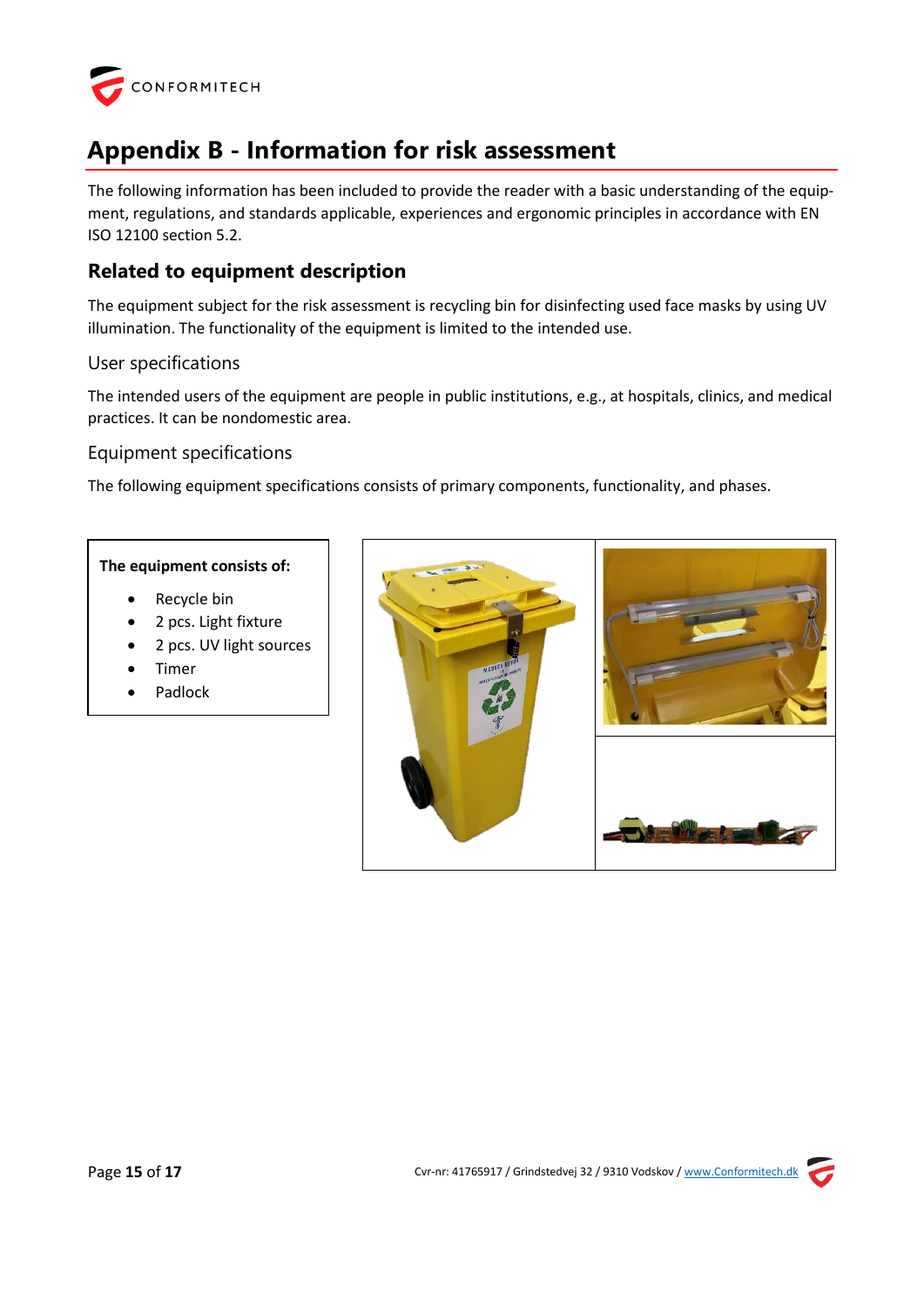# Appendix B - Information for risk assessment

The following information has been included to provide the reader with a basic understanding of the equipment, regulations, and standards applicable, experiences and ergonomic principles in accordance with EN ISO 12100 section 5.2.

## Related to equipment description

The equipment subject for the risk assessment is recycling bin for disinfecting used face masks by using UV illumination. The functionality of the equipment is limited to the intended use.

### User specifications

The intended users of the equipment are people in public institutions, e.g., at hospitals, clinics, and medical practices. It can be nondomestic area.

### Equipment specifications

The following equipment specifications consists of primary components, functionality, and phases.

**The equipment consists of:**

- Recycle bin
- 2 pcs. Light fixture
- 2 pcs. UV light sources
- Timer
- Padlock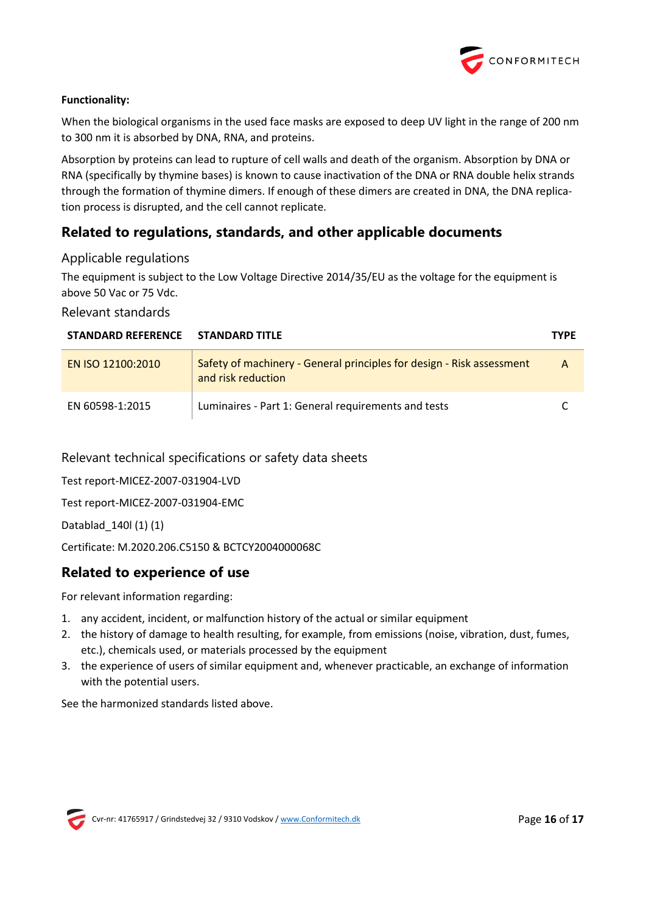**Functionality:**

When the biological organisms in the used face masks are exposed to deep UV light in the range of 200 nm to 300 nm it is absorbed by DNA, RNA, and proteins.

Absorption by proteins can lead to rupture of cell walls and death of the organism. Absorption by DNA or RNA (specifically by thymine bases) is known to cause inactivation of the DNA or RNA double helix strands through the formation of thymine dimers. If enough of these dimers are created in DNA, the DNA replication process is disrupted, and the cell cannot replicate.

## Related to regulations, standards, and other applicable documents

### Applicable regulations

The equipment is subject to the Low Voltage Directive 2014/35/EU as the voltage for the equipment is above 50 Vac or 75 Vdc.

### Relevant standards

| STANDARD REFERENCE | STANDARD TITLE | TYPE |
|---|---|---|
| EN ISO 12100:2010 | Safety of machinery - General principles for design - Risk assessment and risk reduction | A |
| EN 60598-1:2015 | Luminaires - Part 1: General requirements and tests | C |

### Relevant technical specifications or safety data sheets

Test report-MICEZ-2007-031904-LVD

Test report-MICEZ-2007-031904-EMC

Datablad_140l (1) (1)

Certificate: M.2020.206.C5150 & BCTCY2004000068C

## Related to experience of use

For relevant information regarding:

1. any accident, incident, or malfunction history of the actual or similar equipment
2. the history of damage to health resulting, for example, from emissions (noise, vibration, dust, fumes, etc.), chemicals used, or materials processed by the equipment
3. the experience of users of similar equipment and, whenever practicable, an exchange of information with the potential users.

See the harmonized standards listed above.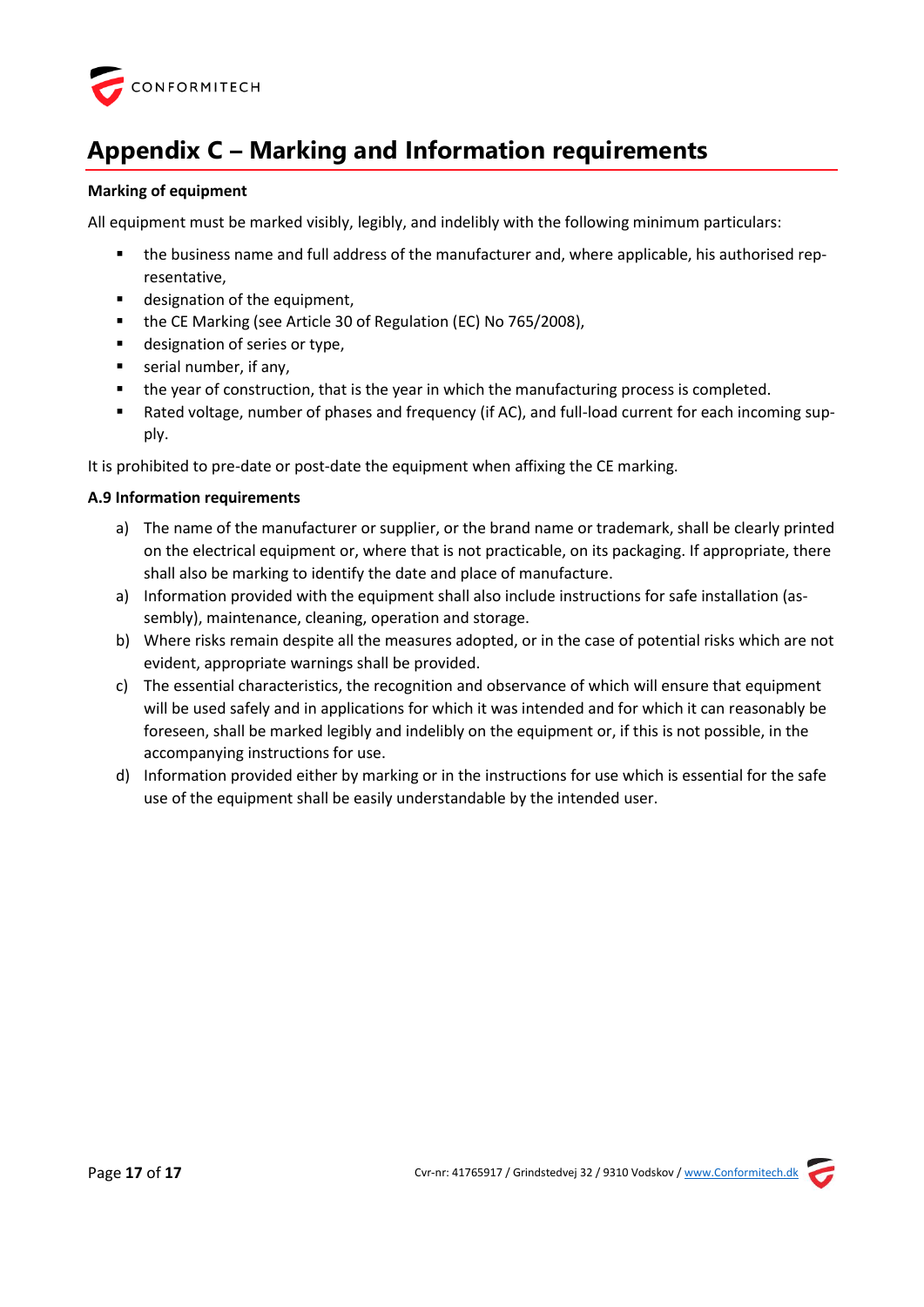# Appendix C – Marking and Information requirements

**Marking of equipment**

All equipment must be marked visibly, legibly, and indelibly with the following minimum particulars:

- the business name and full address of the manufacturer and, where applicable, his authorised representative,
- designation of the equipment,
- the CE Marking (see Article 30 of Regulation (EC) No 765/2008),
- designation of series or type,
- serial number, if any,
- the year of construction, that is the year in which the manufacturing process is completed.
- Rated voltage, number of phases and frequency (if AC), and full-load current for each incoming supply.

It is prohibited to pre-date or post-date the equipment when affixing the CE marking.

**A.9 Information requirements**

a) The name of the manufacturer or supplier, or the brand name or trademark, shall be clearly printed on the electrical equipment or, where that is not practicable, on its packaging. If appropriate, there shall also be marking to identify the date and place of manufacture.

a) Information provided with the equipment shall also include instructions for safe installation (assembly), maintenance, cleaning, operation and storage.

b) Where risks remain despite all the measures adopted, or in the case of potential risks which are not evident, appropriate warnings shall be provided.

c) The essential characteristics, the recognition and observance of which will ensure that equipment will be used safely and in applications for which it was intended and for which it can reasonably be foreseen, shall be marked legibly and indelibly on the equipment or, if this is not possible, in the accompanying instructions for use.

d) Information provided either by marking or in the instructions for use which is essential for the safe use of the equipment shall be easily understandable by the intended user.